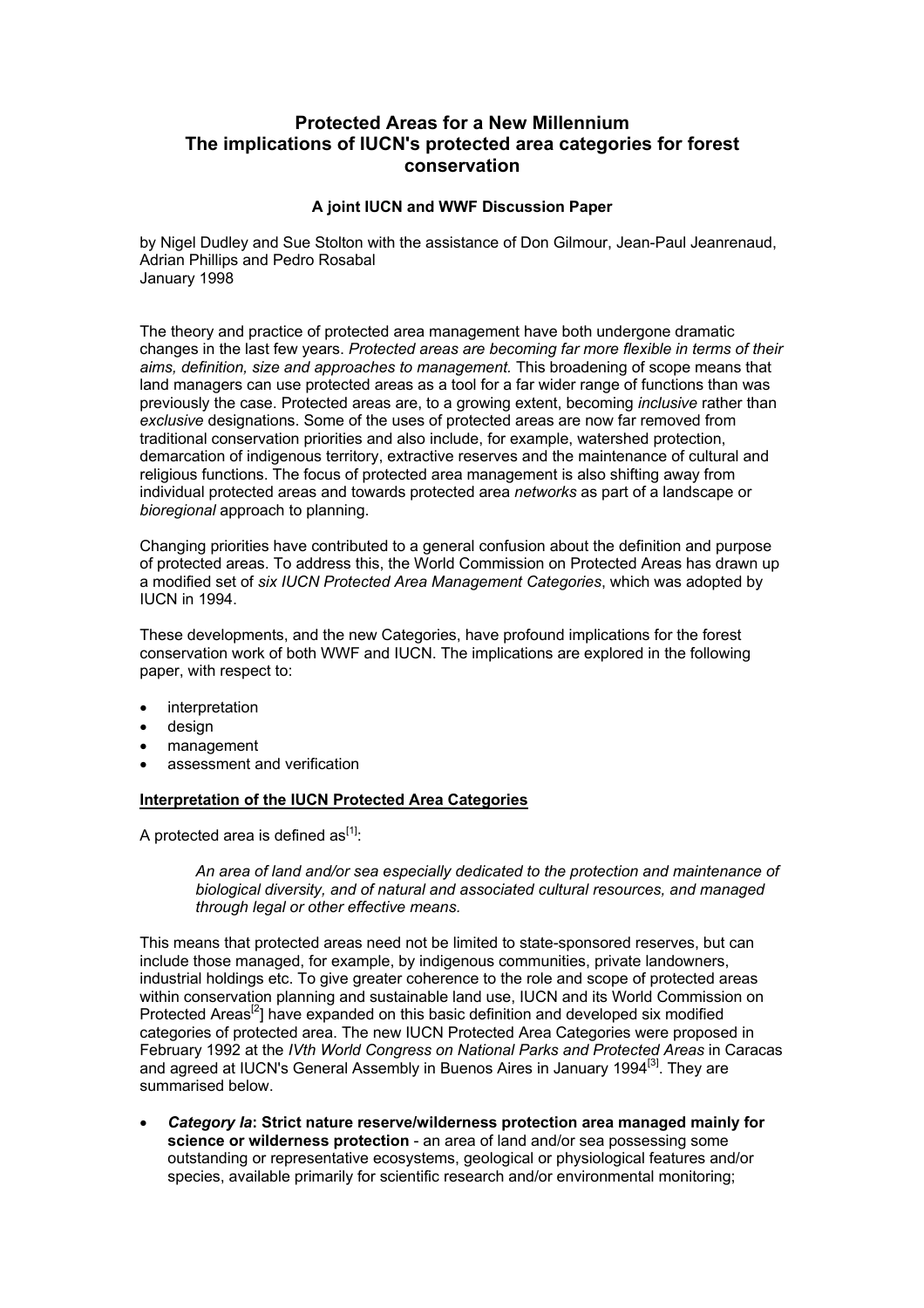# Protected Areas for a New Millennium
## The implications of IUCN's protected area categories for forest conservation

### A joint IUCN and WWF Discussion Paper

by Nigel Dudley and Sue Stolton with the assistance of Don Gilmour, Jean-Paul Jeanrenaud, Adrian Phillips and Pedro Rosabal
January 1998

The theory and practice of protected area management have both undergone dramatic changes in the last few years. *Protected areas are becoming far more flexible in terms of their aims, definition, size and approaches to management.* This broadening of scope means that land managers can use protected areas as a tool for a far wider range of functions than was previously the case. Protected areas are, to a growing extent, becoming *inclusive* rather than *exclusive* designations. Some of the uses of protected areas are now far removed from traditional conservation priorities and also include, for example, watershed protection, demarcation of indigenous territory, extractive reserves and the maintenance of cultural and religious functions. The focus of protected area management is also shifting away from individual protected areas and towards protected area *networks* as part of a landscape or *bioregional* approach to planning.

Changing priorities have contributed to a general confusion about the definition and purpose of protected areas. To address this, the World Commission on Protected Areas has drawn up a modified set of *six IUCN Protected Area Management Categories*, which was adopted by IUCN in 1994.

These developments, and the new Categories, have profound implications for the forest conservation work of both WWF and IUCN. The implications are explored in the following paper, with respect to:

- interpretation
- design
- management
- assessment and verification

**Interpretation of the IUCN Protected Area Categories**

A protected area is defined as[1]:

> *An area of land and/or sea especially dedicated to the protection and maintenance of biological diversity, and of natural and associated cultural resources, and managed through legal or other effective means.*

This means that protected areas need not be limited to state-sponsored reserves, but can include those managed, for example, by indigenous communities, private landowners, industrial holdings etc. To give greater coherence to the role and scope of protected areas within conservation planning and sustainable land use, IUCN and its World Commission on Protected Areas[2]] have expanded on this basic definition and developed six modified categories of protected area. The new IUCN Protected Area Categories were proposed in February 1992 at the *IVth World Congress on National Parks and Protected Areas* in Caracas and agreed at IUCN's General Assembly in Buenos Aires in January 1994[3]. They are summarised below.

- ***Category Ia*: Strict nature reserve/wilderness protection area managed mainly for science or wilderness protection** - an area of land and/or sea possessing some outstanding or representative ecosystems, geological or physiological features and/or species, available primarily for scientific research and/or environmental monitoring;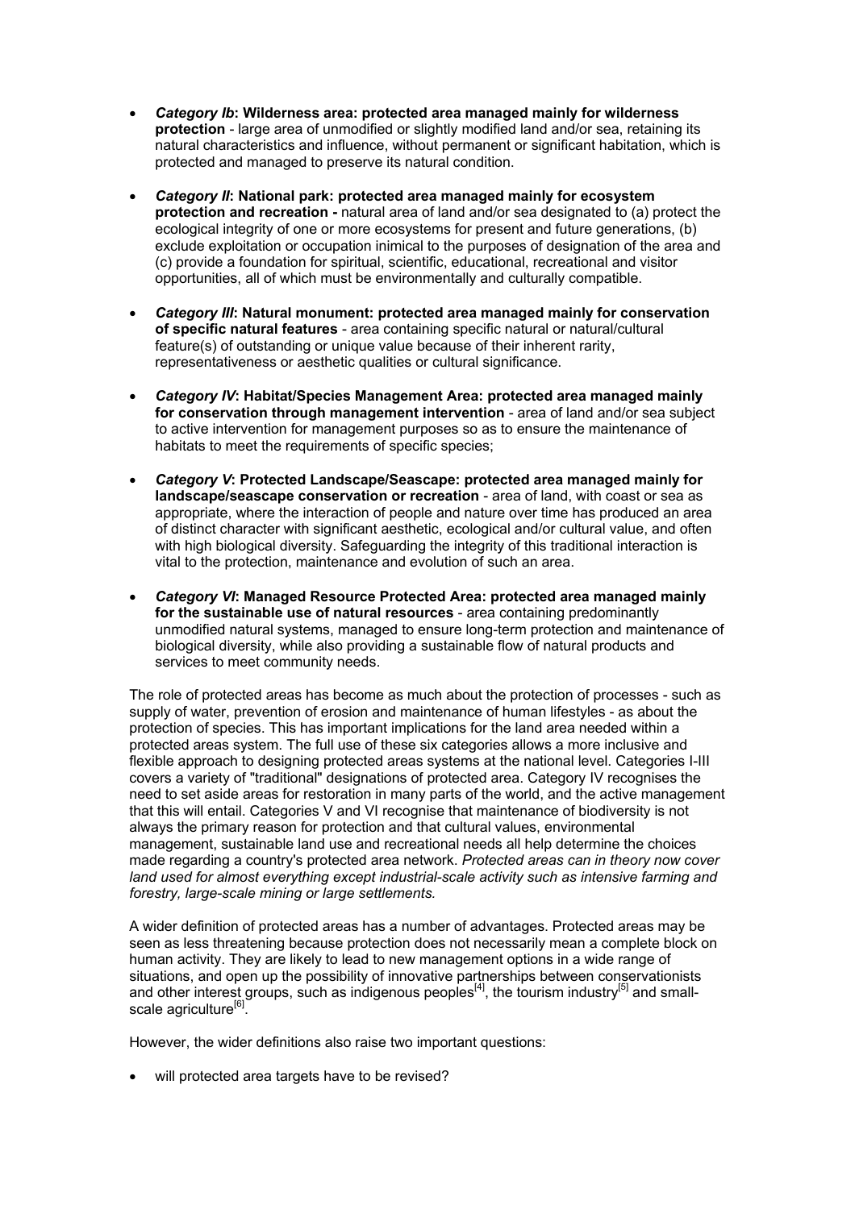- ***Category Ib*: Wilderness area: protected area managed mainly for wilderness protection** - large area of unmodified or slightly modified land and/or sea, retaining its natural characteristics and influence, without permanent or significant habitation, which is protected and managed to preserve its natural condition.

- ***Category II*: National park: protected area managed mainly for ecosystem protection and recreation -** natural area of land and/or sea designated to (a) protect the ecological integrity of one or more ecosystems for present and future generations, (b) exclude exploitation or occupation inimical to the purposes of designation of the area and (c) provide a foundation for spiritual, scientific, educational, recreational and visitor opportunities, all of which must be environmentally and culturally compatible.

- ***Category III*: Natural monument: protected area managed mainly for conservation of specific natural features** - area containing specific natural or natural/cultural feature(s) of outstanding or unique value because of their inherent rarity, representativeness or aesthetic qualities or cultural significance.

- ***Category IV*: Habitat/Species Management Area: protected area managed mainly for conservation through management intervention** - area of land and/or sea subject to active intervention for management purposes so as to ensure the maintenance of habitats to meet the requirements of specific species;

- ***Category V*: Protected Landscape/Seascape: protected area managed mainly for landscape/seascape conservation or recreation** - area of land, with coast or sea as appropriate, where the interaction of people and nature over time has produced an area of distinct character with significant aesthetic, ecological and/or cultural value, and often with high biological diversity. Safeguarding the integrity of this traditional interaction is vital to the protection, maintenance and evolution of such an area.

- ***Category VI*: Managed Resource Protected Area: protected area managed mainly for the sustainable use of natural resources** - area containing predominantly unmodified natural systems, managed to ensure long-term protection and maintenance of biological diversity, while also providing a sustainable flow of natural products and services to meet community needs.

The role of protected areas has become as much about the protection of processes - such as supply of water, prevention of erosion and maintenance of human lifestyles - as about the protection of species. This has important implications for the land area needed within a protected areas system. The full use of these six categories allows a more inclusive and flexible approach to designing protected areas systems at the national level. Categories I-III covers a variety of "traditional" designations of protected area. Category IV recognises the need to set aside areas for restoration in many parts of the world, and the active management that this will entail. Categories V and VI recognise that maintenance of biodiversity is not always the primary reason for protection and that cultural values, environmental management, sustainable land use and recreational needs all help determine the choices made regarding a country's protected area network. *Protected areas can in theory now cover land used for almost everything except industrial-scale activity such as intensive farming and forestry, large-scale mining or large settlements.*

A wider definition of protected areas has a number of advantages. Protected areas may be seen as less threatening because protection does not necessarily mean a complete block on human activity. They are likely to lead to new management options in a wide range of situations, and open up the possibility of innovative partnerships between conservationists and other interest groups, such as indigenous peoples[4], the tourism industry[5] and small-scale agriculture[6].

However, the wider definitions also raise two important questions:

- will protected area targets have to be revised?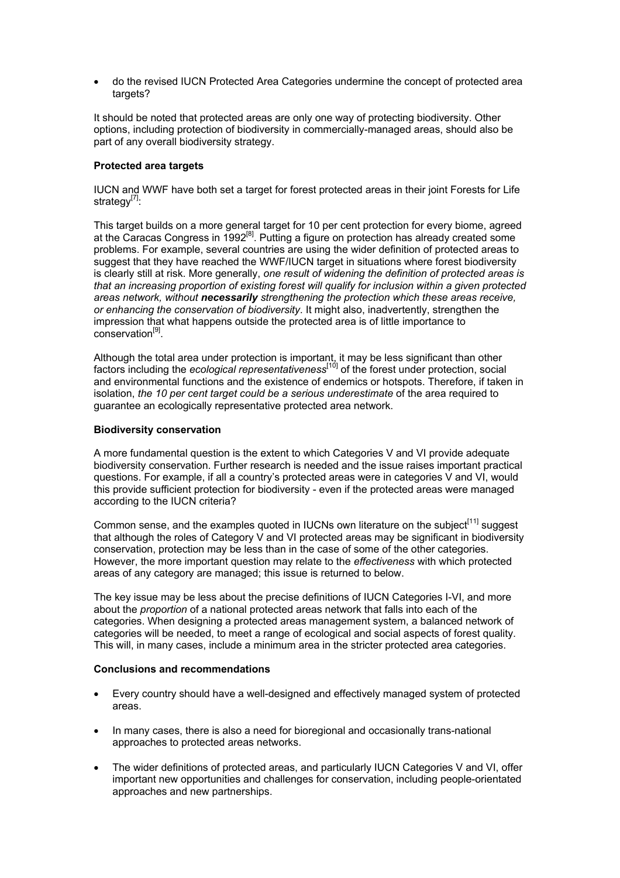- do the revised IUCN Protected Area Categories undermine the concept of protected area targets?

It should be noted that protected areas are only one way of protecting biodiversity. Other options, including protection of biodiversity in commercially-managed areas, should also be part of any overall biodiversity strategy.

**Protected area targets**

IUCN and WWF have both set a target for forest protected areas in their joint Forests for Life strategy[7]:

This target builds on a more general target for 10 per cent protection for every biome, agreed at the Caracas Congress in 1992[8]. Putting a figure on protection has already created some problems. For example, several countries are using the wider definition of protected areas to suggest that they have reached the WWF/IUCN target in situations where forest biodiversity is clearly still at risk. More generally, *one result of widening the definition of protected areas is that an increasing proportion of existing forest will qualify for inclusion within a given protected areas network, without **necessarily** strengthening the protection which these areas receive, or enhancing the conservation of biodiversity*. It might also, inadvertently, strengthen the impression that what happens outside the protected area is of little importance to conservation[9].

Although the total area under protection is important, it may be less significant than other factors including the *ecological representativeness*[10] of the forest under protection, social and environmental functions and the existence of endemics or hotspots. Therefore, if taken in isolation, *the 10 per cent target could be a serious underestimate* of the area required to guarantee an ecologically representative protected area network.

**Biodiversity conservation**

A more fundamental question is the extent to which Categories V and VI provide adequate biodiversity conservation. Further research is needed and the issue raises important practical questions. For example, if all a country's protected areas were in categories V and VI, would this provide sufficient protection for biodiversity - even if the protected areas were managed according to the IUCN criteria?

Common sense, and the examples quoted in IUCNs own literature on the subject[11] suggest that although the roles of Category V and VI protected areas may be significant in biodiversity conservation, protection may be less than in the case of some of the other categories. However, the more important question may relate to the *effectiveness* with which protected areas of any category are managed; this issue is returned to below.

The key issue may be less about the precise definitions of IUCN Categories I-VI, and more about the *proportion* of a national protected areas network that falls into each of the categories. When designing a protected areas management system, a balanced network of categories will be needed, to meet a range of ecological and social aspects of forest quality. This will, in many cases, include a minimum area in the stricter protected area categories.

**Conclusions and recommendations**

- Every country should have a well-designed and effectively managed system of protected areas.
- In many cases, there is also a need for bioregional and occasionally trans-national approaches to protected areas networks.
- The wider definitions of protected areas, and particularly IUCN Categories V and VI, offer important new opportunities and challenges for conservation, including people-orientated approaches and new partnerships.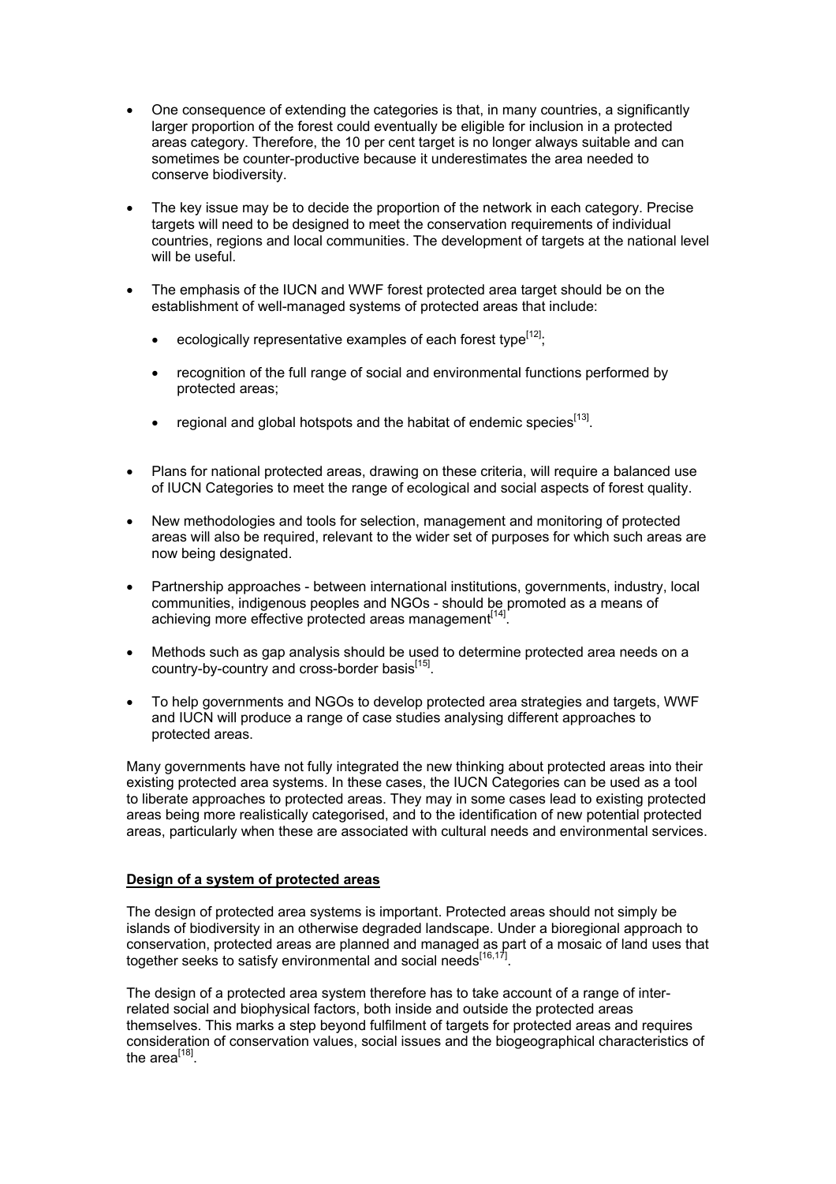- One consequence of extending the categories is that, in many countries, a significantly larger proportion of the forest could eventually be eligible for inclusion in a protected areas category. Therefore, the 10 per cent target is no longer always suitable and can sometimes be counter-productive because it underestimates the area needed to conserve biodiversity.

- The key issue may be to decide the proportion of the network in each category. Precise targets will need to be designed to meet the conservation requirements of individual countries, regions and local communities. The development of targets at the national level will be useful.

- The emphasis of the IUCN and WWF forest protected area target should be on the establishment of well-managed systems of protected areas that include:

  - ecologically representative examples of each forest type[12];

  - recognition of the full range of social and environmental functions performed by protected areas;

  - regional and global hotspots and the habitat of endemic species[13].

- Plans for national protected areas, drawing on these criteria, will require a balanced use of IUCN Categories to meet the range of ecological and social aspects of forest quality.

- New methodologies and tools for selection, management and monitoring of protected areas will also be required, relevant to the wider set of purposes for which such areas are now being designated.

- Partnership approaches - between international institutions, governments, industry, local communities, indigenous peoples and NGOs - should be promoted as a means of achieving more effective protected areas management[14].

- Methods such as gap analysis should be used to determine protected area needs on a country-by-country and cross-border basis[15].

- To help governments and NGOs to develop protected area strategies and targets, WWF and IUCN will produce a range of case studies analysing different approaches to protected areas.

Many governments have not fully integrated the new thinking about protected areas into their existing protected area systems. In these cases, the IUCN Categories can be used as a tool to liberate approaches to protected areas. They may in some cases lead to existing protected areas being more realistically categorised, and to the identification of new potential protected areas, particularly when these are associated with cultural needs and environmental services.

## Design of a system of protected areas

The design of protected area systems is important. Protected areas should not simply be islands of biodiversity in an otherwise degraded landscape. Under a bioregional approach to conservation, protected areas are planned and managed as part of a mosaic of land uses that together seeks to satisfy environmental and social needs[16,17].

The design of a protected area system therefore has to take account of a range of inter-related social and biophysical factors, both inside and outside the protected areas themselves. This marks a step beyond fulfilment of targets for protected areas and requires consideration of conservation values, social issues and the biogeographical characteristics of the area[18].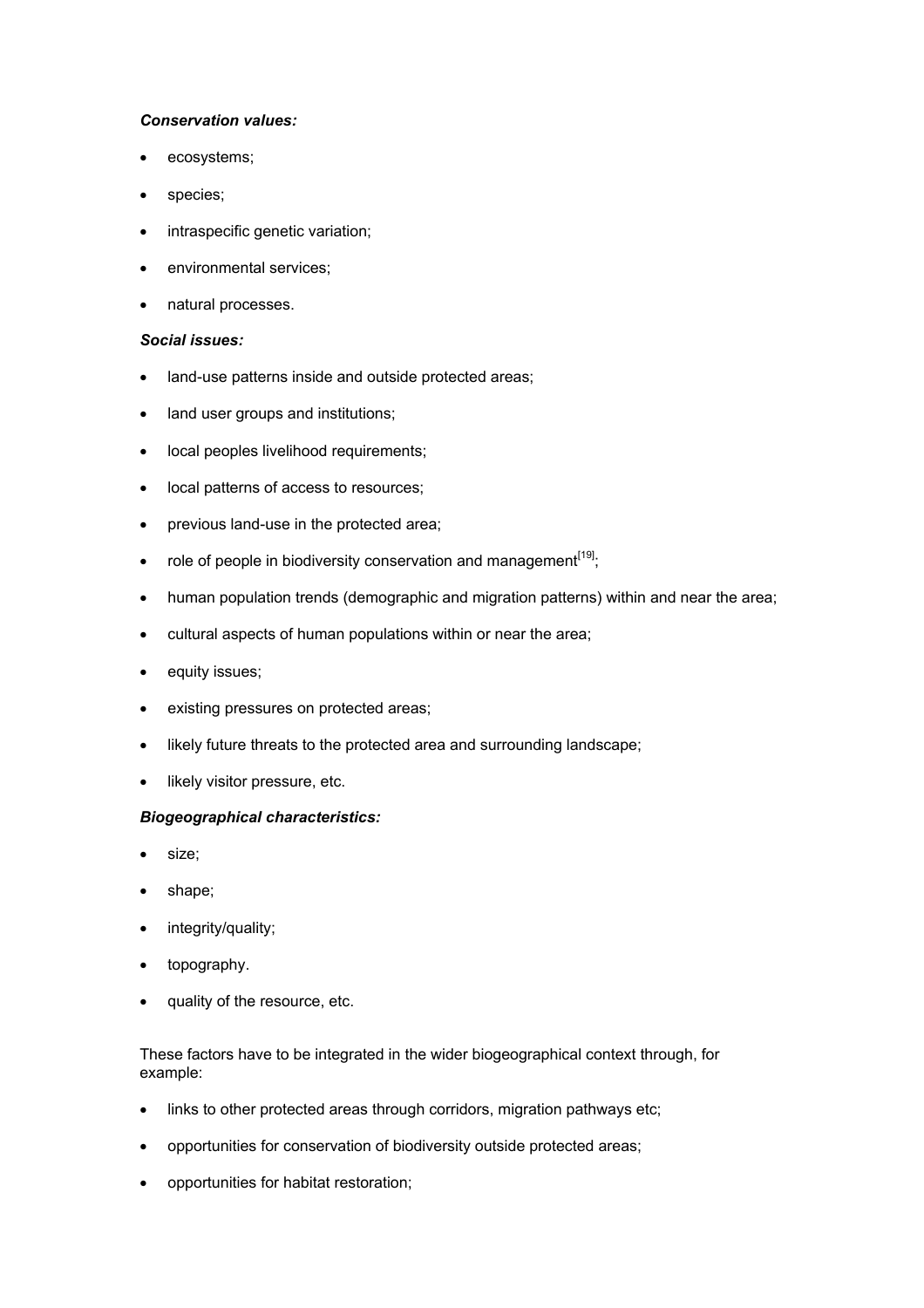***Conservation values:***

- ecosystems;
- species;
- intraspecific genetic variation;
- environmental services;
- natural processes.

***Social issues:***

- land-use patterns inside and outside protected areas;
- land user groups and institutions;
- local peoples livelihood requirements;
- local patterns of access to resources;
- previous land-use in the protected area;
- role of people in biodiversity conservation and management[19];
- human population trends (demographic and migration patterns) within and near the area;
- cultural aspects of human populations within or near the area;
- equity issues;
- existing pressures on protected areas;
- likely future threats to the protected area and surrounding landscape;
- likely visitor pressure, etc.

***Biogeographical characteristics:***

- size;
- shape;
- integrity/quality;
- topography.
- quality of the resource, etc.

These factors have to be integrated in the wider biogeographical context through, for example:

- links to other protected areas through corridors, migration pathways etc;
- opportunities for conservation of biodiversity outside protected areas;
- opportunities for habitat restoration;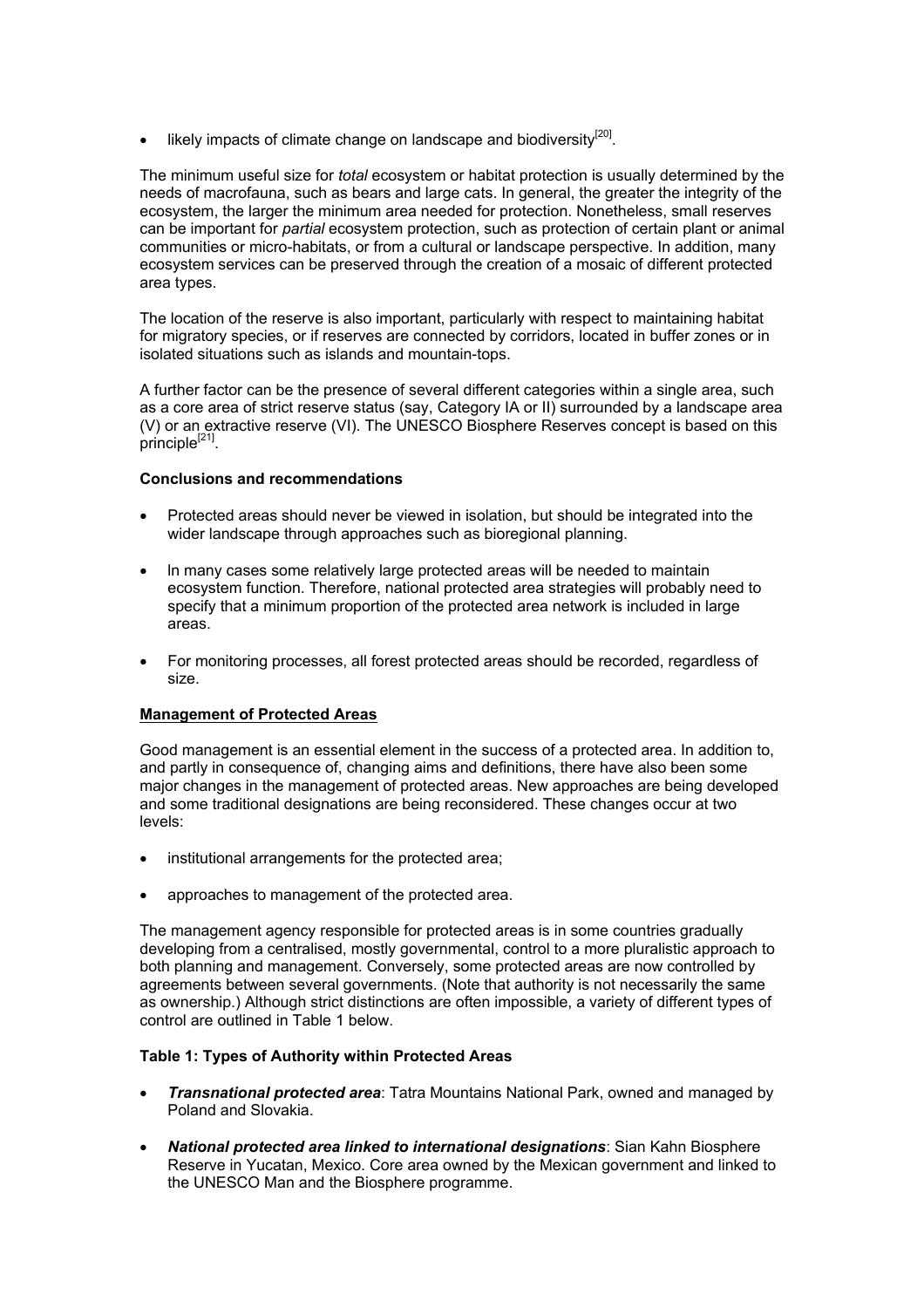- likely impacts of climate change on landscape and biodiversity[20].

The minimum useful size for *total* ecosystem or habitat protection is usually determined by the needs of macrofauna, such as bears and large cats. In general, the greater the integrity of the ecosystem, the larger the minimum area needed for protection. Nonetheless, small reserves can be important for *partial* ecosystem protection, such as protection of certain plant or animal communities or micro-habitats, or from a cultural or landscape perspective. In addition, many ecosystem services can be preserved through the creation of a mosaic of different protected area types.

The location of the reserve is also important, particularly with respect to maintaining habitat for migratory species, or if reserves are connected by corridors, located in buffer zones or in isolated situations such as islands and mountain-tops.

A further factor can be the presence of several different categories within a single area, such as a core area of strict reserve status (say, Category IA or II) surrounded by a landscape area (V) or an extractive reserve (VI). The UNESCO Biosphere Reserves concept is based on this principle[21].

**Conclusions and recommendations**

- Protected areas should never be viewed in isolation, but should be integrated into the wider landscape through approaches such as bioregional planning.
- In many cases some relatively large protected areas will be needed to maintain ecosystem function. Therefore, national protected area strategies will probably need to specify that a minimum proportion of the protected area network is included in large areas.
- For monitoring processes, all forest protected areas should be recorded, regardless of size.

## Management of Protected Areas

Good management is an essential element in the success of a protected area. In addition to, and partly in consequence of, changing aims and definitions, there have also been some major changes in the management of protected areas. New approaches are being developed and some traditional designations are being reconsidered. These changes occur at two levels:

- institutional arrangements for the protected area;
- approaches to management of the protected area.

The management agency responsible for protected areas is in some countries gradually developing from a centralised, mostly governmental, control to a more pluralistic approach to both planning and management. Conversely, some protected areas are now controlled by agreements between several governments. (Note that authority is not necessarily the same as ownership.) Although strict distinctions are often impossible, a variety of different types of control are outlined in Table 1 below.

**Table 1: Types of Authority within Protected Areas**

- ***Transnational protected area***: Tatra Mountains National Park, owned and managed by Poland and Slovakia.
- ***National protected area linked to international designations***: Sian Kahn Biosphere Reserve in Yucatan, Mexico. Core area owned by the Mexican government and linked to the UNESCO Man and the Biosphere programme.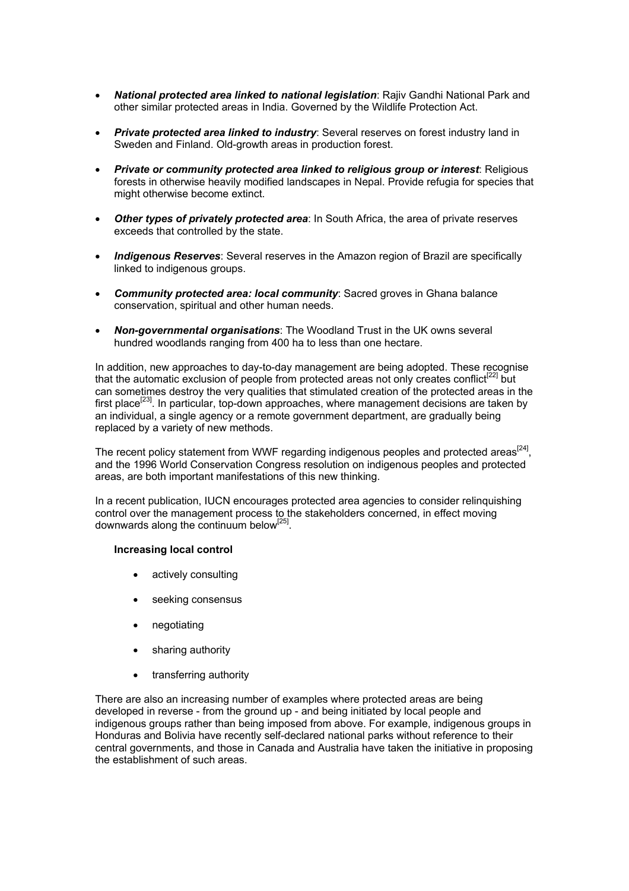- ***National protected area linked to national legislation***: Rajiv Gandhi National Park and other similar protected areas in India. Governed by the Wildlife Protection Act.

- ***Private protected area linked to industry***: Several reserves on forest industry land in Sweden and Finland. Old-growth areas in production forest.

- ***Private or community protected area linked to religious group or interest***: Religious forests in otherwise heavily modified landscapes in Nepal. Provide refugia for species that might otherwise become extinct.

- ***Other types of privately protected area***: In South Africa, the area of private reserves exceeds that controlled by the state.

- ***Indigenous Reserves***: Several reserves in the Amazon region of Brazil are specifically linked to indigenous groups.

- ***Community protected area: local community***: Sacred groves in Ghana balance conservation, spiritual and other human needs.

- ***Non-governmental organisations***: The Woodland Trust in the UK owns several hundred woodlands ranging from 400 ha to less than one hectare.

In addition, new approaches to day-to-day management are being adopted. These recognise that the automatic exclusion of people from protected areas not only creates conflict[22] but can sometimes destroy the very qualities that stimulated creation of the protected areas in the first place[23]. In particular, top-down approaches, where management decisions are taken by an individual, a single agency or a remote government department, are gradually being replaced by a variety of new methods.

The recent policy statement from WWF regarding indigenous peoples and protected areas[24], and the 1996 World Conservation Congress resolution on indigenous peoples and protected areas, are both important manifestations of this new thinking.

In a recent publication, IUCN encourages protected area agencies to consider relinquishing control over the management process to the stakeholders concerned, in effect moving downwards along the continuum below[25].

**Increasing local control**

- actively consulting
- seeking consensus
- negotiating
- sharing authority
- transferring authority

There are also an increasing number of examples where protected areas are being developed in reverse - from the ground up - and being initiated by local people and indigenous groups rather than being imposed from above. For example, indigenous groups in Honduras and Bolivia have recently self-declared national parks without reference to their central governments, and those in Canada and Australia have taken the initiative in proposing the establishment of such areas.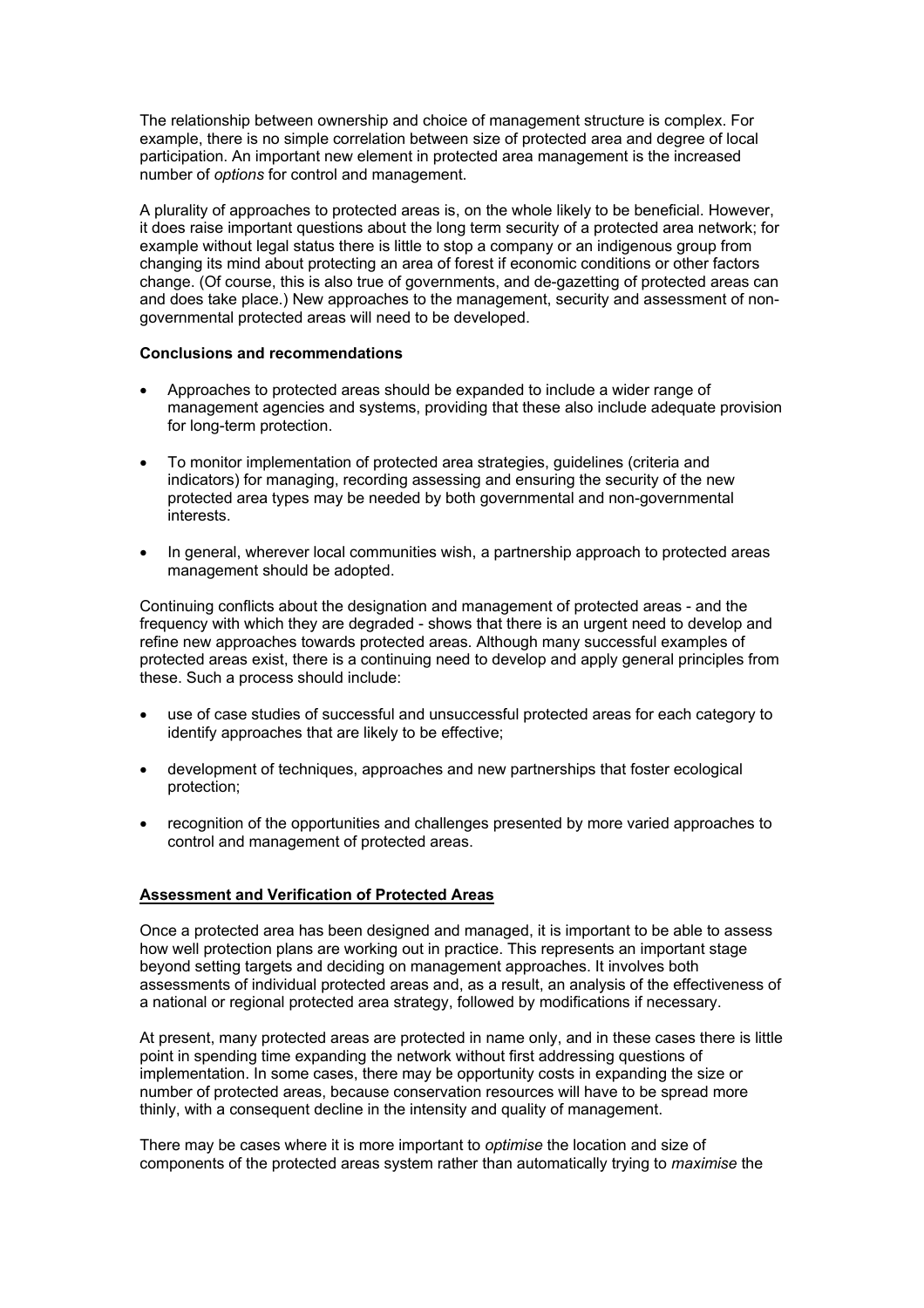The relationship between ownership and choice of management structure is complex. For example, there is no simple correlation between size of protected area and degree of local participation. An important new element in protected area management is the increased number of *options* for control and management.

A plurality of approaches to protected areas is, on the whole likely to be beneficial. However, it does raise important questions about the long term security of a protected area network; for example without legal status there is little to stop a company or an indigenous group from changing its mind about protecting an area of forest if economic conditions or other factors change. (Of course, this is also true of governments, and de-gazetting of protected areas can and does take place.) New approaches to the management, security and assessment of non-governmental protected areas will need to be developed.

**Conclusions and recommendations**

- Approaches to protected areas should be expanded to include a wider range of management agencies and systems, providing that these also include adequate provision for long-term protection.
- To monitor implementation of protected area strategies, guidelines (criteria and indicators) for managing, recording assessing and ensuring the security of the new protected area types may be needed by both governmental and non-governmental interests.
- In general, wherever local communities wish, a partnership approach to protected areas management should be adopted.

Continuing conflicts about the designation and management of protected areas - and the frequency with which they are degraded - shows that there is an urgent need to develop and refine new approaches towards protected areas. Although many successful examples of protected areas exist, there is a continuing need to develop and apply general principles from these. Such a process should include:

- use of case studies of successful and unsuccessful protected areas for each category to identify approaches that are likely to be effective;
- development of techniques, approaches and new partnerships that foster ecological protection;
- recognition of the opportunities and challenges presented by more varied approaches to control and management of protected areas.

## Assessment and Verification of Protected Areas

Once a protected area has been designed and managed, it is important to be able to assess how well protection plans are working out in practice. This represents an important stage beyond setting targets and deciding on management approaches. It involves both assessments of individual protected areas and, as a result, an analysis of the effectiveness of a national or regional protected area strategy, followed by modifications if necessary.

At present, many protected areas are protected in name only, and in these cases there is little point in spending time expanding the network without first addressing questions of implementation. In some cases, there may be opportunity costs in expanding the size or number of protected areas, because conservation resources will have to be spread more thinly, with a consequent decline in the intensity and quality of management.

There may be cases where it is more important to *optimise* the location and size of components of the protected areas system rather than automatically trying to *maximise* the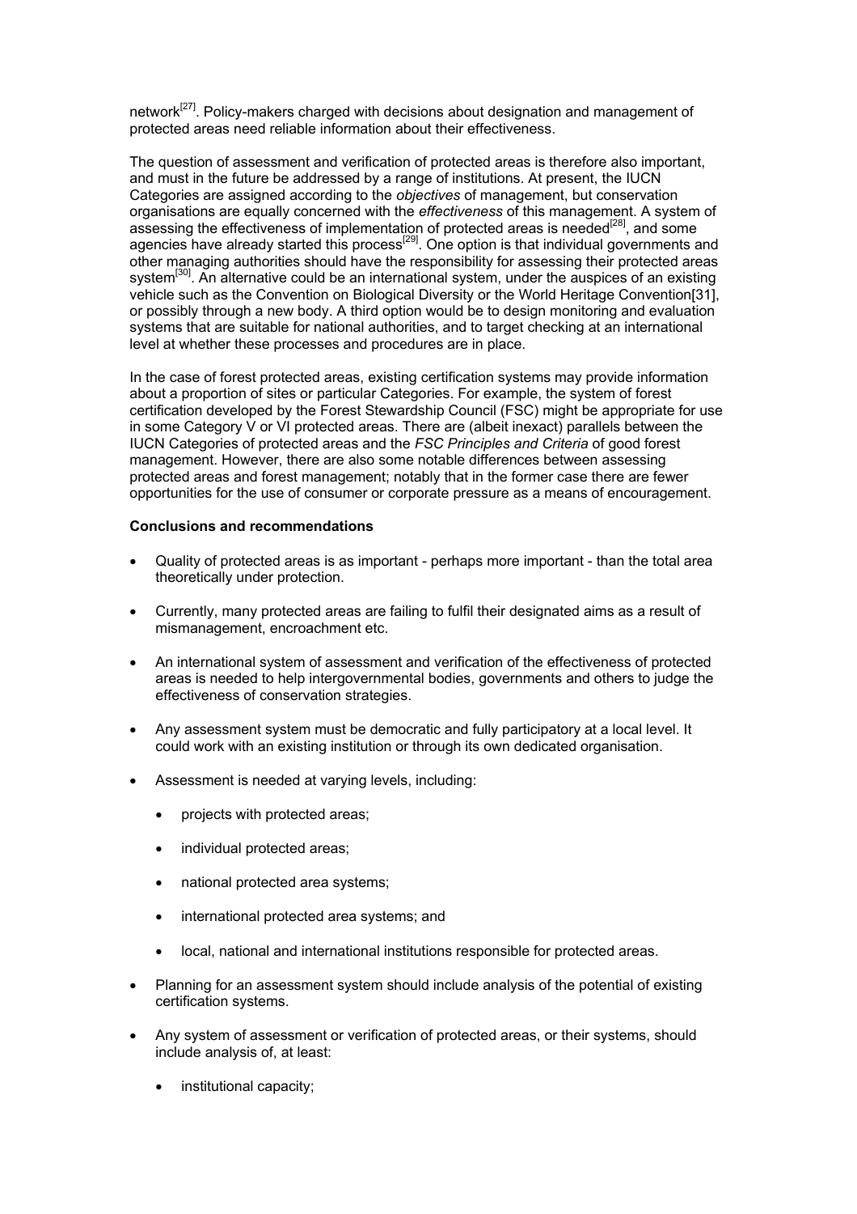network[27]. Policy-makers charged with decisions about designation and management of protected areas need reliable information about their effectiveness.

The question of assessment and verification of protected areas is therefore also important, and must in the future be addressed by a range of institutions. At present, the IUCN Categories are assigned according to the *objectives* of management, but conservation organisations are equally concerned with the *effectiveness* of this management. A system of assessing the effectiveness of implementation of protected areas is needed[28], and some agencies have already started this process[29]. One option is that individual governments and other managing authorities should have the responsibility for assessing their protected areas system[30]. An alternative could be an international system, under the auspices of an existing vehicle such as the Convention on Biological Diversity or the World Heritage Convention[31], or possibly through a new body. A third option would be to design monitoring and evaluation systems that are suitable for national authorities, and to target checking at an international level at whether these processes and procedures are in place.

In the case of forest protected areas, existing certification systems may provide information about a proportion of sites or particular Categories. For example, the system of forest certification developed by the Forest Stewardship Council (FSC) might be appropriate for use in some Category V or VI protected areas. There are (albeit inexact) parallels between the IUCN Categories of protected areas and the *FSC Principles and Criteria* of good forest management. However, there are also some notable differences between assessing protected areas and forest management; notably that in the former case there are fewer opportunities for the use of consumer or corporate pressure as a means of encouragement.

**Conclusions and recommendations**

- Quality of protected areas is as important - perhaps more important - than the total area theoretically under protection.
- Currently, many protected areas are failing to fulfil their designated aims as a result of mismanagement, encroachment etc.
- An international system of assessment and verification of the effectiveness of protected areas is needed to help intergovernmental bodies, governments and others to judge the effectiveness of conservation strategies.
- Any assessment system must be democratic and fully participatory at a local level. It could work with an existing institution or through its own dedicated organisation.
- Assessment is needed at varying levels, including:
  - projects with protected areas;
  - individual protected areas;
  - national protected area systems;
  - international protected area systems; and
  - local, national and international institutions responsible for protected areas.
- Planning for an assessment system should include analysis of the potential of existing certification systems.
- Any system of assessment or verification of protected areas, or their systems, should include analysis of, at least:
  - institutional capacity;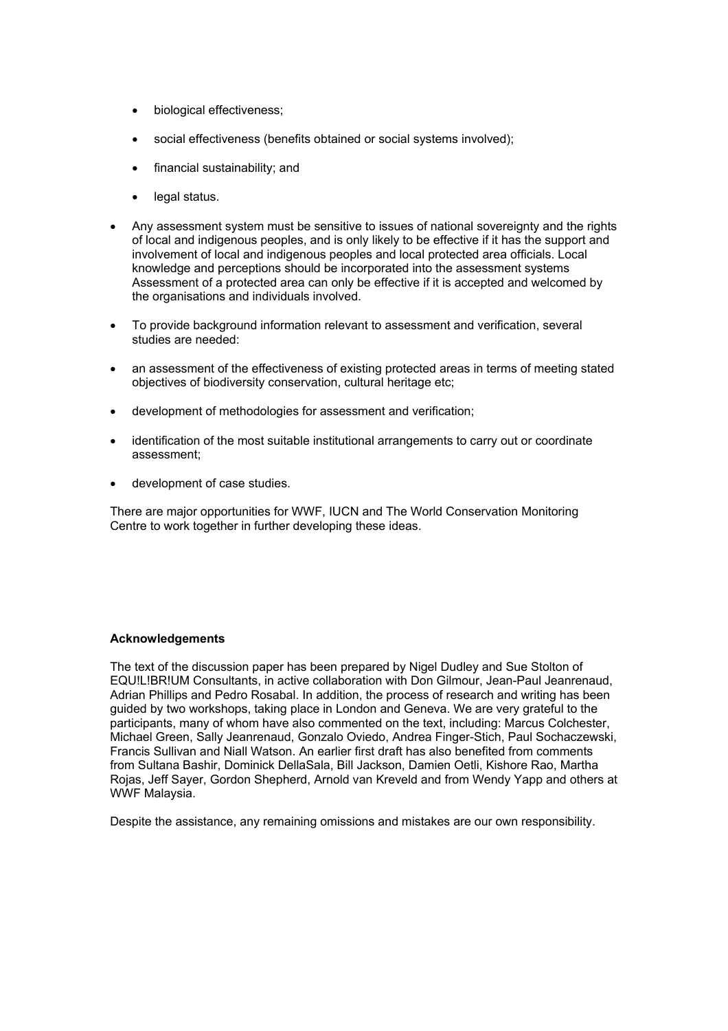- biological effectiveness;
    - social effectiveness (benefits obtained or social systems involved);
    - financial sustainability; and
    - legal status.

- Any assessment system must be sensitive to issues of national sovereignty and the rights of local and indigenous peoples, and is only likely to be effective if it has the support and involvement of local and indigenous peoples and local protected area officials. Local knowledge and perceptions should be incorporated into the assessment systems Assessment of a protected area can only be effective if it is accepted and welcomed by the organisations and individuals involved.

- To provide background information relevant to assessment and verification, several studies are needed:

- an assessment of the effectiveness of existing protected areas in terms of meeting stated objectives of biodiversity conservation, cultural heritage etc;

- development of methodologies for assessment and verification;

- identification of the most suitable institutional arrangements to carry out or coordinate assessment;

- development of case studies.

There are major opportunities for WWF, IUCN and The World Conservation Monitoring Centre to work together in further developing these ideas.

**Acknowledgements**

The text of the discussion paper has been prepared by Nigel Dudley and Sue Stolton of EQU!L!BR!UM Consultants, in active collaboration with Don Gilmour, Jean-Paul Jeanrenaud, Adrian Phillips and Pedro Rosabal. In addition, the process of research and writing has been guided by two workshops, taking place in London and Geneva. We are very grateful to the participants, many of whom have also commented on the text, including: Marcus Colchester, Michael Green, Sally Jeanrenaud, Gonzalo Oviedo, Andrea Finger-Stich, Paul Sochaczewski, Francis Sullivan and Niall Watson. An earlier first draft has also benefited from comments from Sultana Bashir, Dominick DellaSala, Bill Jackson, Damien Oetli, Kishore Rao, Martha Rojas, Jeff Sayer, Gordon Shepherd, Arnold van Kreveld and from Wendy Yapp and others at WWF Malaysia.

Despite the assistance, any remaining omissions and mistakes are our own responsibility.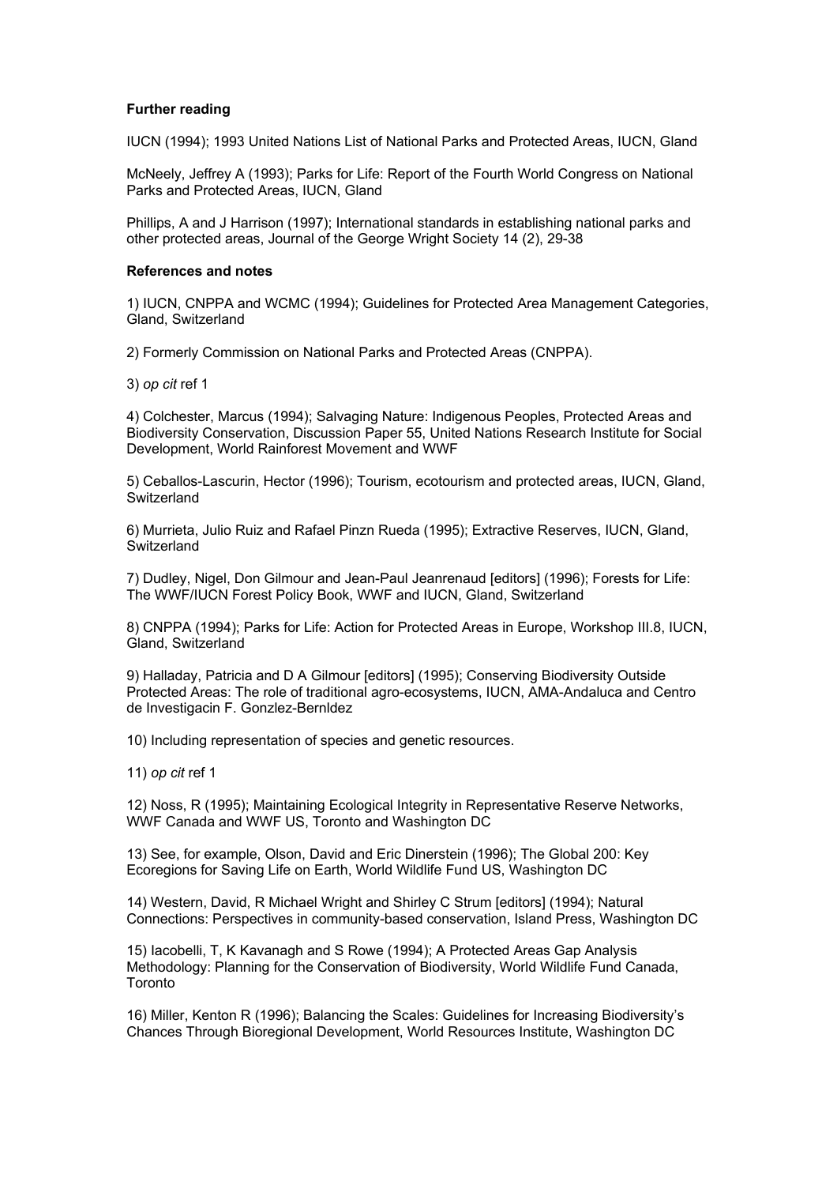**Further reading**

IUCN (1994); 1993 United Nations List of National Parks and Protected Areas, IUCN, Gland

McNeely, Jeffrey A (1993); Parks for Life: Report of the Fourth World Congress on National Parks and Protected Areas, IUCN, Gland

Phillips, A and J Harrison (1997); International standards in establishing national parks and other protected areas, Journal of the George Wright Society 14 (2), 29-38

**References and notes**

1) IUCN, CNPPA and WCMC (1994); Guidelines for Protected Area Management Categories, Gland, Switzerland

2) Formerly Commission on National Parks and Protected Areas (CNPPA).

3) *op cit* ref 1

4) Colchester, Marcus (1994); Salvaging Nature: Indigenous Peoples, Protected Areas and Biodiversity Conservation, Discussion Paper 55, United Nations Research Institute for Social Development, World Rainforest Movement and WWF

5) Ceballos-Lascurin, Hector (1996); Tourism, ecotourism and protected areas, IUCN, Gland, Switzerland

6) Murrieta, Julio Ruiz and Rafael Pinzn Rueda (1995); Extractive Reserves, IUCN, Gland, Switzerland

7) Dudley, Nigel, Don Gilmour and Jean-Paul Jeanrenaud [editors] (1996); Forests for Life: The WWF/IUCN Forest Policy Book, WWF and IUCN, Gland, Switzerland

8) CNPPA (1994); Parks for Life: Action for Protected Areas in Europe, Workshop III.8, IUCN, Gland, Switzerland

9) Halladay, Patricia and D A Gilmour [editors] (1995); Conserving Biodiversity Outside Protected Areas: The role of traditional agro-ecosystems, IUCN, AMA-Andaluca and Centro de Investigacin F. Gonzlez-Bernldez

10) Including representation of species and genetic resources.

11) *op cit* ref 1

12) Noss, R (1995); Maintaining Ecological Integrity in Representative Reserve Networks, WWF Canada and WWF US, Toronto and Washington DC

13) See, for example, Olson, David and Eric Dinerstein (1996); The Global 200: Key Ecoregions for Saving Life on Earth, World Wildlife Fund US, Washington DC

14) Western, David, R Michael Wright and Shirley C Strum [editors] (1994); Natural Connections: Perspectives in community-based conservation, Island Press, Washington DC

15) Iacobelli, T, K Kavanagh and S Rowe (1994); A Protected Areas Gap Analysis Methodology: Planning for the Conservation of Biodiversity, World Wildlife Fund Canada, Toronto

16) Miller, Kenton R (1996); Balancing the Scales: Guidelines for Increasing Biodiversity's Chances Through Bioregional Development, World Resources Institute, Washington DC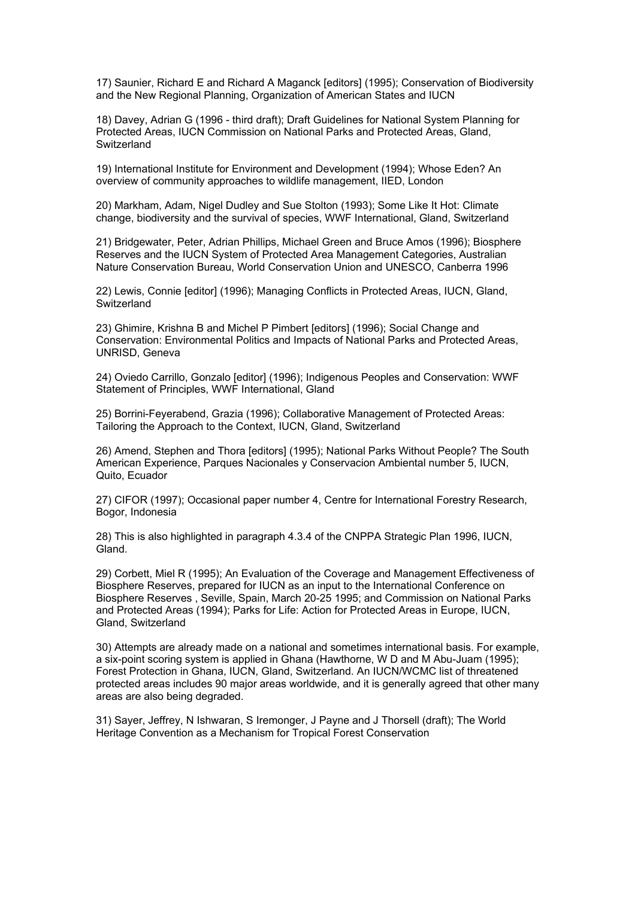17) Saunier, Richard E and Richard A Maganck [editors] (1995); Conservation of Biodiversity and the New Regional Planning, Organization of American States and IUCN

18) Davey, Adrian G (1996 - third draft); Draft Guidelines for National System Planning for Protected Areas, IUCN Commission on National Parks and Protected Areas, Gland, Switzerland

19) International Institute for Environment and Development (1994); Whose Eden? An overview of community approaches to wildlife management, IIED, London

20) Markham, Adam, Nigel Dudley and Sue Stolton (1993); Some Like It Hot: Climate change, biodiversity and the survival of species, WWF International, Gland, Switzerland

21) Bridgewater, Peter, Adrian Phillips, Michael Green and Bruce Amos (1996); Biosphere Reserves and the IUCN System of Protected Area Management Categories, Australian Nature Conservation Bureau, World Conservation Union and UNESCO, Canberra 1996

22) Lewis, Connie [editor] (1996); Managing Conflicts in Protected Areas, IUCN, Gland, Switzerland

23) Ghimire, Krishna B and Michel P Pimbert [editors] (1996); Social Change and Conservation: Environmental Politics and Impacts of National Parks and Protected Areas, UNRISD, Geneva

24) Oviedo Carrillo, Gonzalo [editor] (1996); Indigenous Peoples and Conservation: WWF Statement of Principles, WWF International, Gland

25) Borrini-Feyerabend, Grazia (1996); Collaborative Management of Protected Areas: Tailoring the Approach to the Context, IUCN, Gland, Switzerland

26) Amend, Stephen and Thora [editors] (1995); National Parks Without People? The South American Experience, Parques Nacionales y Conservacion Ambiental number 5, IUCN, Quito, Ecuador

27) CIFOR (1997); Occasional paper number 4, Centre for International Forestry Research, Bogor, Indonesia

28) This is also highlighted in paragraph 4.3.4 of the CNPPA Strategic Plan 1996, IUCN, Gland.

29) Corbett, Miel R (1995); An Evaluation of the Coverage and Management Effectiveness of Biosphere Reserves, prepared for IUCN as an input to the International Conference on Biosphere Reserves , Seville, Spain, March 20-25 1995; and Commission on National Parks and Protected Areas (1994); Parks for Life: Action for Protected Areas in Europe, IUCN, Gland, Switzerland

30) Attempts are already made on a national and sometimes international basis. For example, a six-point scoring system is applied in Ghana (Hawthorne, W D and M Abu-Juam (1995); Forest Protection in Ghana, IUCN, Gland, Switzerland. An IUCN/WCMC list of threatened protected areas includes 90 major areas worldwide, and it is generally agreed that other many areas are also being degraded.

31) Sayer, Jeffrey, N Ishwaran, S Iremonger, J Payne and J Thorsell (draft); The World Heritage Convention as a Mechanism for Tropical Forest Conservation